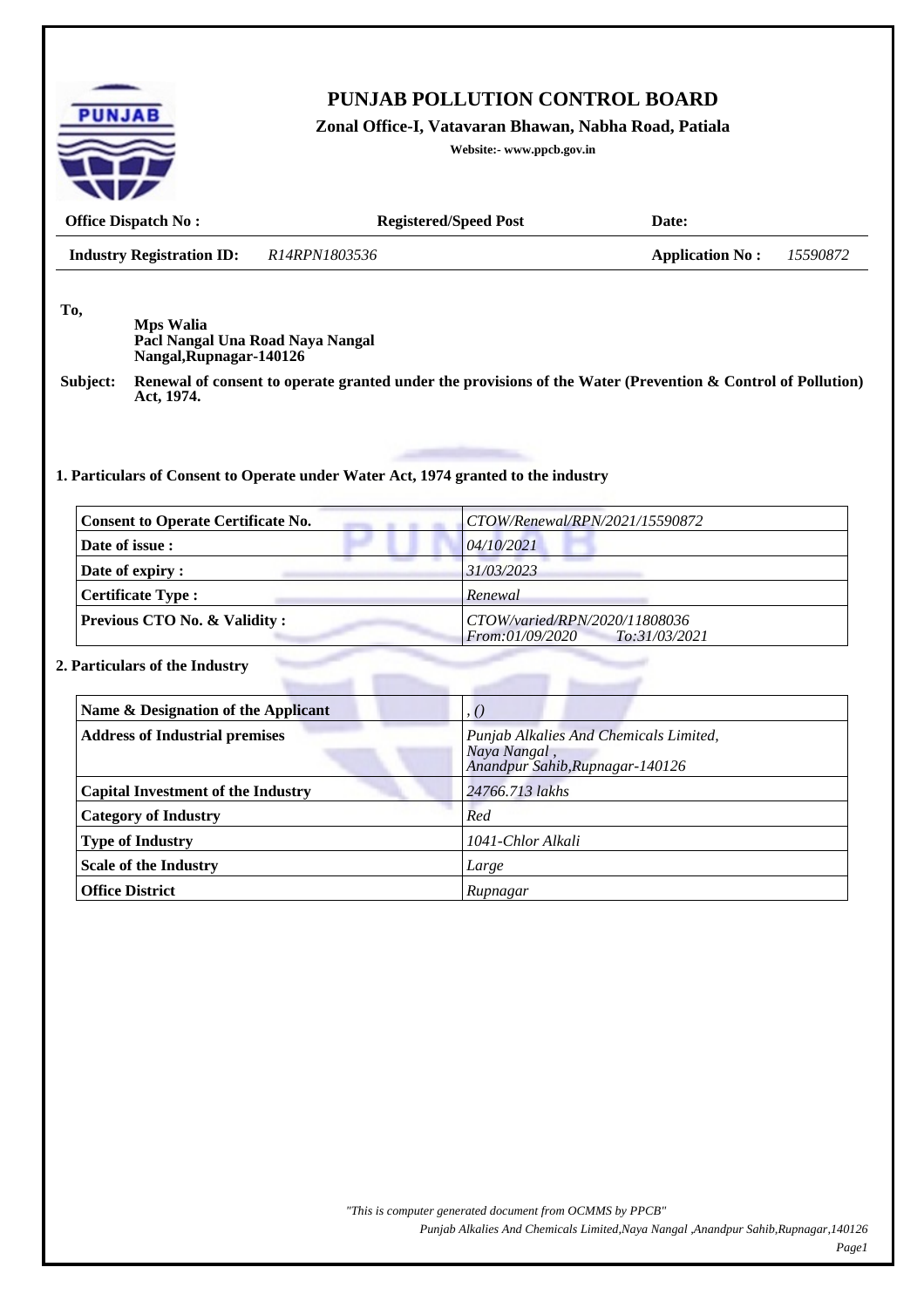# PUNJAB POLLUTION CONTROL BOARD

**Zonal Office-I, Vatavaran Bhawan, Nabha Road, Patiala**

**Website:- www.ppcb.gov.in**

| | | |
|---|---|---|
| **Office Dispatch No :** | **Registered/Speed Post** | **Date:** |
| **Industry Registration ID:** *R14RPN1803536* | | **Application No :** *15590872* |

**To,**

**Mps Walia**
**Pacl Nangal Una Road Naya Nangal**
**Nangal,Rupnagar-140126**

**Subject:** **Renewal of consent to operate granted under the provisions of the Water (Prevention & Control of Pollution) Act, 1974.**

### 1. Particulars of Consent to Operate under Water Act, 1974 granted to the industry

| | |
|---|---|
| **Consent to Operate Certificate No.** | *CTOW/Renewal/RPN/2021/15590872* |
| **Date of issue :** | *04/10/2021* |
| **Date of expiry :** | *31/03/2023* |
| **Certificate Type :** | *Renewal* |
| **Previous CTO No. & Validity :** | *CTOW/varied/RPN/2020/11808036 From:01/09/2020 To:31/03/2021* |

### 2. Particulars of the Industry

| | |
|---|---|
| **Name & Designation of the Applicant** | *, ()* |
| **Address of Industrial premises** | *Punjab Alkalies And Chemicals Limited, Naya Nangal , Anandpur Sahib,Rupnagar-140126* |
| **Capital Investment of the Industry** | *24766.713 lakhs* |
| **Category of Industry** | *Red* |
| **Type of Industry** | *1041-Chlor Alkali* |
| **Scale of the Industry** | *Large* |
| **Office District** | *Rupnagar* |

*"This is computer generated document from OCMMS by PPCB"*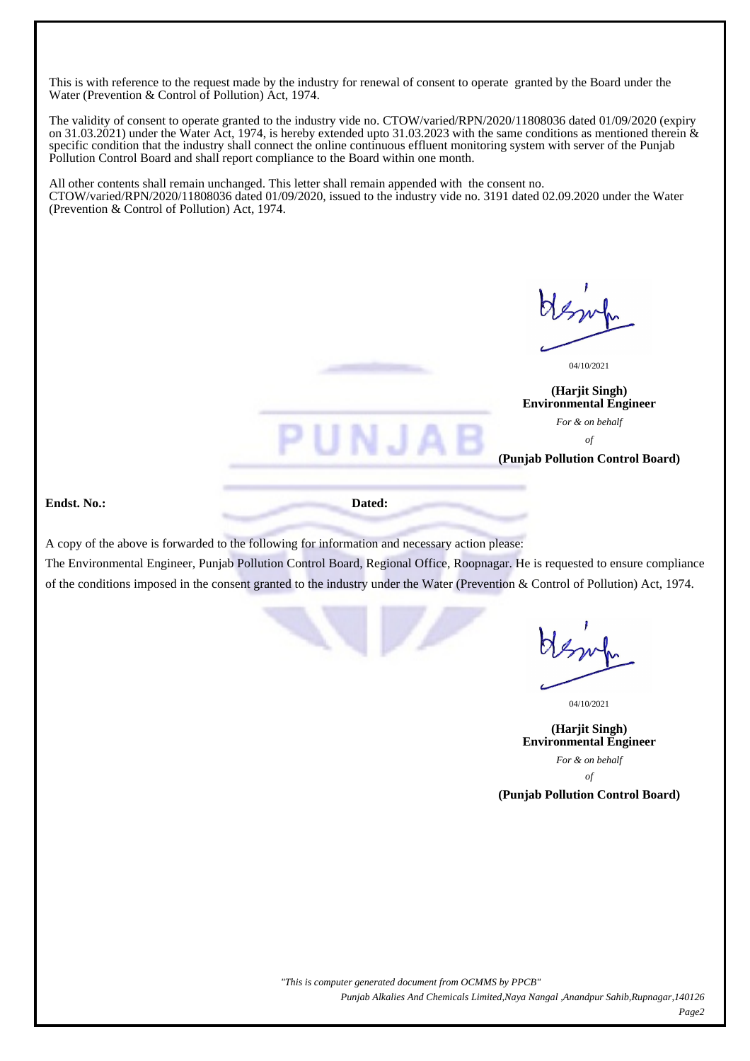This is with reference to the request made by the industry for renewal of consent to operate granted by the Board under the Water (Prevention & Control of Pollution) Act, 1974.

The validity of consent to operate granted to the industry vide no. CTOW/varied/RPN/2020/11808036 dated 01/09/2020 (expiry on 31.03.2021) under the Water Act, 1974, is hereby extended upto 31.03.2023 with the same conditions as mentioned therein & specific condition that the industry shall connect the online continuous effluent monitoring system with server of the Punjab Pollution Control Board and shall report compliance to the Board within one month.

All other contents shall remain unchanged. This letter shall remain appended with the consent no. CTOW/varied/RPN/2020/11808036 dated 01/09/2020, issued to the industry vide no. 3191 dated 02.09.2020 under the Water (Prevention & Control of Pollution) Act, 1974.

04/10/2021

**(Harjit Singh)**
**Environmental Engineer**
*For & on behalf*
*of*
**(Punjab Pollution Control Board)**

**Endst. No.:** **Dated:**

A copy of the above is forwarded to the following for information and necessary action please:
The Environmental Engineer, Punjab Pollution Control Board, Regional Office, Roopnagar. He is requested to ensure compliance of the conditions imposed in the consent granted to the industry under the Water (Prevention & Control of Pollution) Act, 1974.

04/10/2021

**(Harjit Singh)**
**Environmental Engineer**
*For & on behalf*
*of*
**(Punjab Pollution Control Board)**

*"This is computer generated document from OCMMS by PPCB"*
*Punjab Alkalies And Chemicals Limited,Naya Nangal ,Anandpur Sahib,Rupnagar,140126*